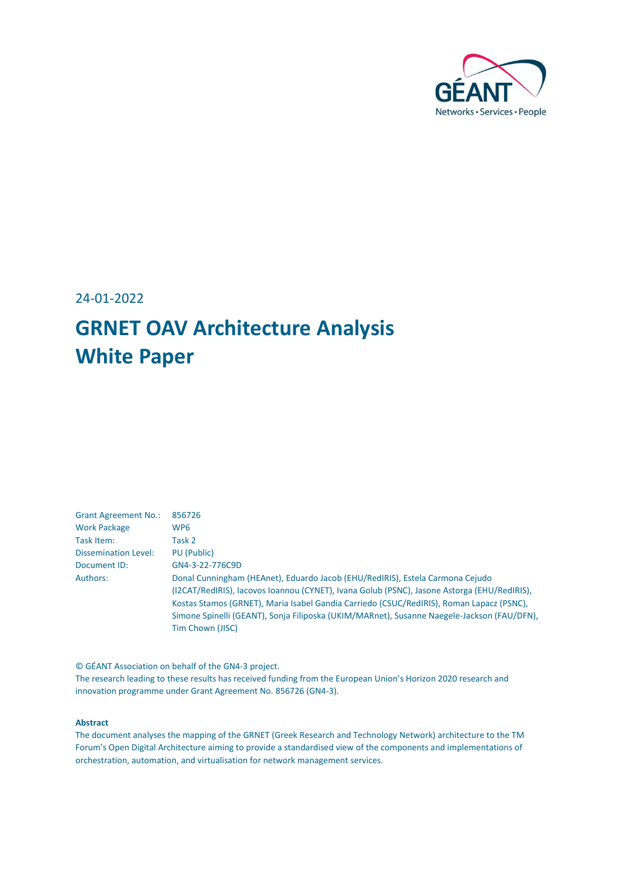24-01-2022

# GRNET OAV Architecture Analysis White Paper

| | |
|---|---|
| Grant Agreement No.: | 856726 |
| Work Package | WP6 |
| Task Item: | Task 2 |
| Dissemination Level: | PU (Public) |
| Document ID: | GN4-3-22-776C9D |
| Authors: | Donal Cunningham (HEAnet), Eduardo Jacob (EHU/RedIRIS), Estela Carmona Cejudo (I2CAT/RedIRIS), Iacovos Ioannou (CYNET), Ivana Golub (PSNC), Jasone Astorga (EHU/RedIRIS), Kostas Stamos (GRNET), Maria Isabel Gandia Carriedo (CSUC/RedIRIS), Roman Lapacz (PSNC), Simone Spinelli (GEANT), Sonja Filiposka (UKIM/MARnet), Susanne Naegele-Jackson (FAU/DFN), Tim Chown (JISC) |

© GÉANT Association on behalf of the GN4-3 project.
The research leading to these results has received funding from the European Union's Horizon 2020 research and innovation programme under Grant Agreement No. 856726 (GN4-3).

**Abstract**

The document analyses the mapping of the GRNET (Greek Research and Technology Network) architecture to the TM Forum's Open Digital Architecture aiming to provide a standardised view of the components and implementations of orchestration, automation, and virtualisation for network management services.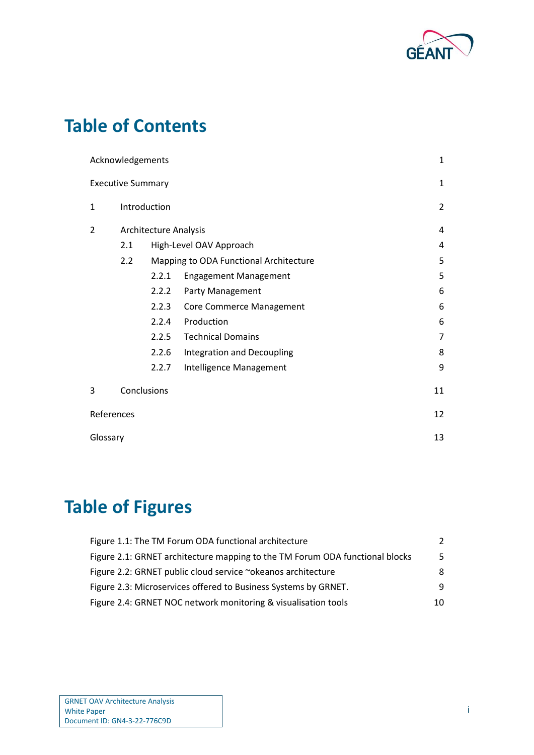# Table of Contents

| | |
|---|---|
| Acknowledgements | 1 |
| Executive Summary | 1 |
| 1 Introduction | 2 |
| 2 Architecture Analysis | 4 |
| 2.1 High-Level OAV Approach | 4 |
| 2.2 Mapping to ODA Functional Architecture | 5 |
| 2.2.1 Engagement Management | 5 |
| 2.2.2 Party Management | 6 |
| 2.2.3 Core Commerce Management | 6 |
| 2.2.4 Production | 6 |
| 2.2.5 Technical Domains | 7 |
| 2.2.6 Integration and Decoupling | 8 |
| 2.2.7 Intelligence Management | 9 |
| 3 Conclusions | 11 |
| References | 12 |
| Glossary | 13 |

# Table of Figures

| | |
|---|---|
| Figure 1.1: The TM Forum ODA functional architecture | 2 |
| Figure 2.1: GRNET architecture mapping to the TM Forum ODA functional blocks | 5 |
| Figure 2.2: GRNET public cloud service ~okeanos architecture | 8 |
| Figure 2.3: Microservices offered to Business Systems by GRNET. | 9 |
| Figure 2.4: GRNET NOC network monitoring & visualisation tools | 10 |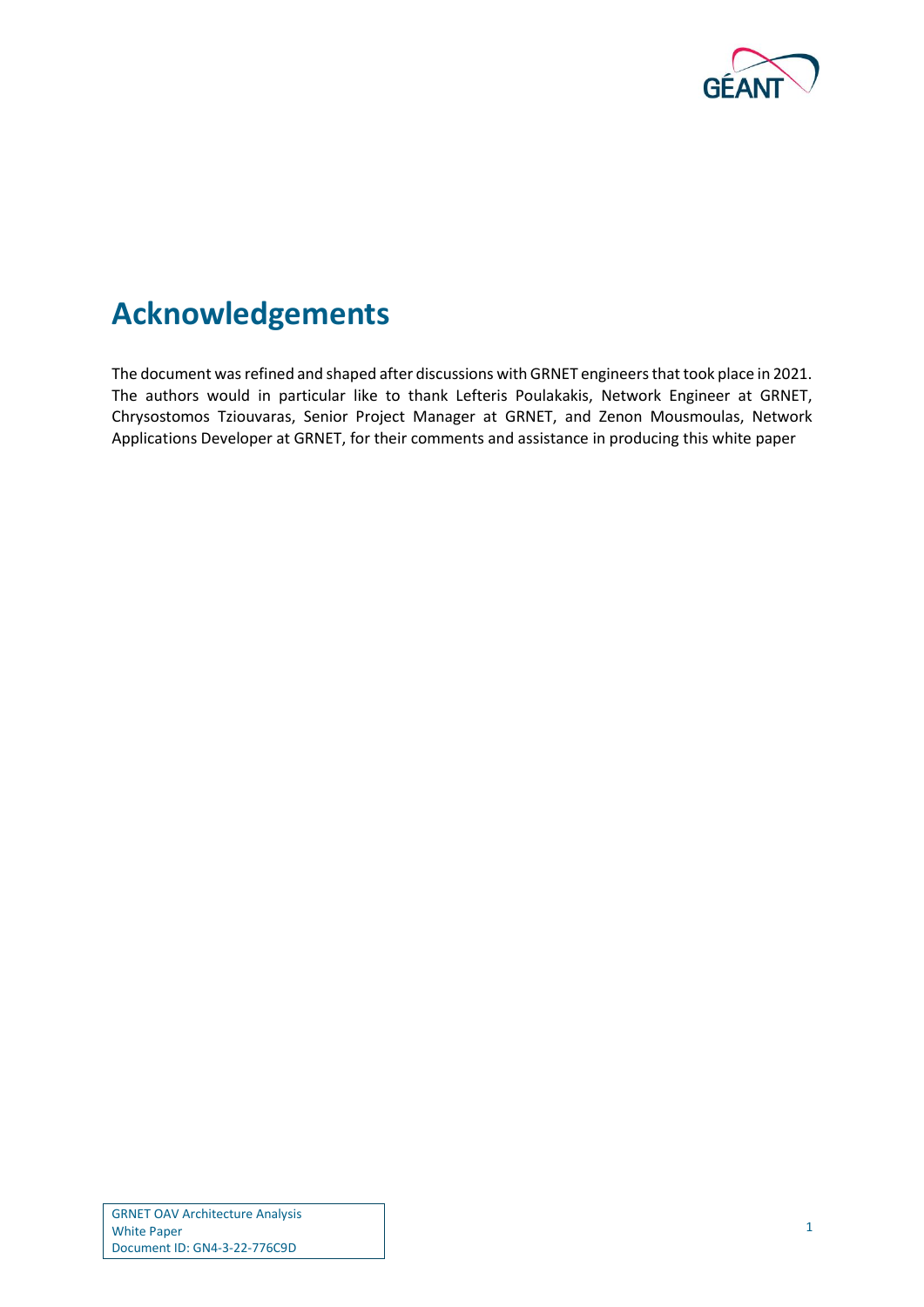# Acknowledgements

The document was refined and shaped after discussions with GRNET engineers that took place in 2021. The authors would in particular like to thank Lefteris Poulakakis, Network Engineer at GRNET, Chrysostomos Tziouvaras, Senior Project Manager at GRNET, and Zenon Mousmoulas, Network Applications Developer at GRNET, for their comments and assistance in producing this white paper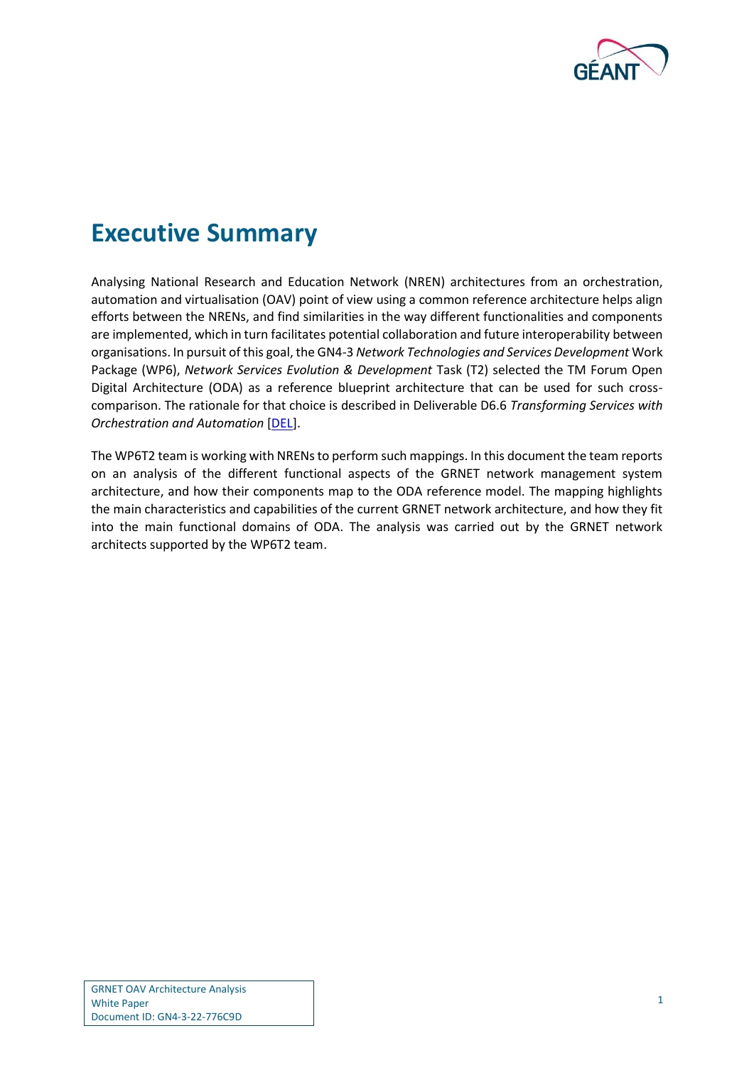# Executive Summary

Analysing National Research and Education Network (NREN) architectures from an orchestration, automation and virtualisation (OAV) point of view using a common reference architecture helps align efforts between the NRENs, and find similarities in the way different functionalities and components are implemented, which in turn facilitates potential collaboration and future interoperability between organisations. In pursuit of this goal, the GN4-3 *Network Technologies and Services Development* Work Package (WP6), *Network Services Evolution & Development* Task (T2) selected the TM Forum Open Digital Architecture (ODA) as a reference blueprint architecture that can be used for such cross-comparison. The rationale for that choice is described in Deliverable D6.6 *Transforming Services with Orchestration and Automation* [DEL].

The WP6T2 team is working with NRENs to perform such mappings. In this document the team reports on an analysis of the different functional aspects of the GRNET network management system architecture, and how their components map to the ODA reference model. The mapping highlights the main characteristics and capabilities of the current GRNET network architecture, and how they fit into the main functional domains of ODA. The analysis was carried out by the GRNET network architects supported by the WP6T2 team.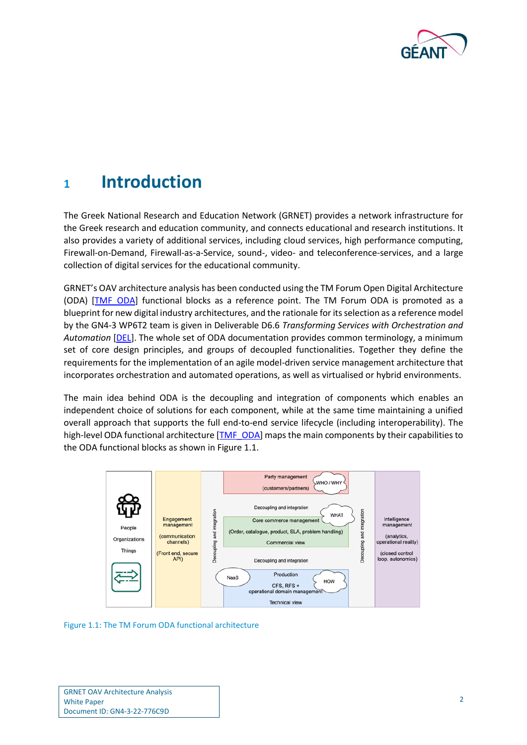# 1 Introduction

The Greek National Research and Education Network (GRNET) provides a network infrastructure for the Greek research and education community, and connects educational and research institutions. It also provides a variety of additional services, including cloud services, high performance computing, Firewall-on-Demand, Firewall-as-a-Service, sound-, video- and teleconference-services, and a large collection of digital services for the educational community.

GRNET's OAV architecture analysis has been conducted using the TM Forum Open Digital Architecture (ODA) [TMF_ODA] functional blocks as a reference point. The TM Forum ODA is promoted as a blueprint for new digital industry architectures, and the rationale for its selection as a reference model by the GN4-3 WP6T2 team is given in Deliverable D6.6 *Transforming Services with Orchestration and Automation* [DEL]. The whole set of ODA documentation provides common terminology, a minimum set of core design principles, and groups of decoupled functionalities. Together they define the requirements for the implementation of an agile model-driven service management architecture that incorporates orchestration and automated operations, as well as virtualised or hybrid environments.

The main idea behind ODA is the decoupling and integration of components which enables an independent choice of solutions for each component, while at the same time maintaining a unified overall approach that supports the full end-to-end service lifecycle (including interoperability). The high-level ODA functional architecture [TMF_ODA] maps the main components by their capabilities to the ODA functional blocks as shown in Figure 1.1.

Figure 1.1: The TM Forum ODA functional architecture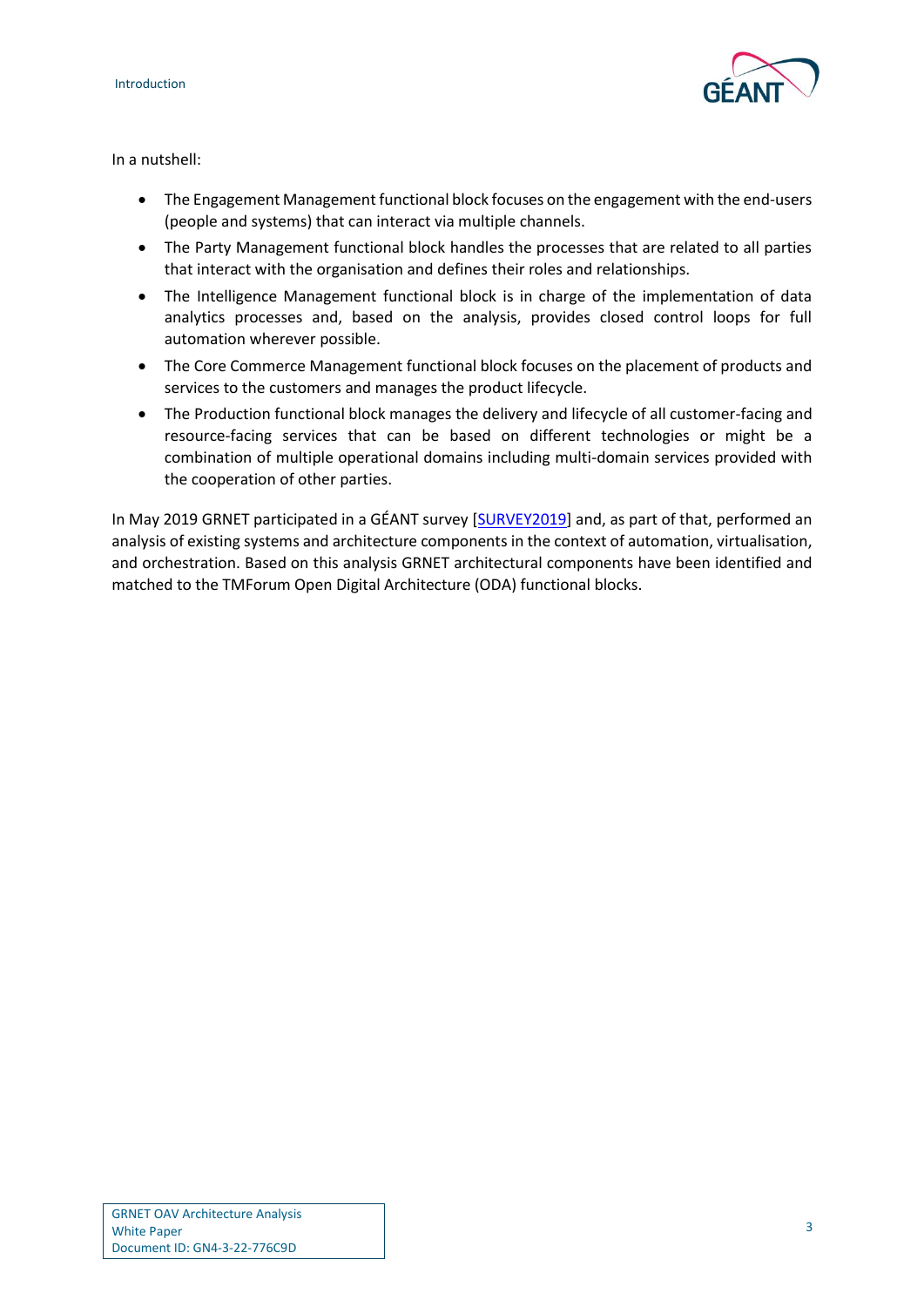In a nutshell:

- The Engagement Management functional block focuses on the engagement with the end-users (people and systems) that can interact via multiple channels.
- The Party Management functional block handles the processes that are related to all parties that interact with the organisation and defines their roles and relationships.
- The Intelligence Management functional block is in charge of the implementation of data analytics processes and, based on the analysis, provides closed control loops for full automation wherever possible.
- The Core Commerce Management functional block focuses on the placement of products and services to the customers and manages the product lifecycle.
- The Production functional block manages the delivery and lifecycle of all customer-facing and resource-facing services that can be based on different technologies or might be a combination of multiple operational domains including multi-domain services provided with the cooperation of other parties.

In May 2019 GRNET participated in a GÉANT survey [SURVEY2019] and, as part of that, performed an analysis of existing systems and architecture components in the context of automation, virtualisation, and orchestration. Based on this analysis GRNET architectural components have been identified and matched to the TMForum Open Digital Architecture (ODA) functional blocks.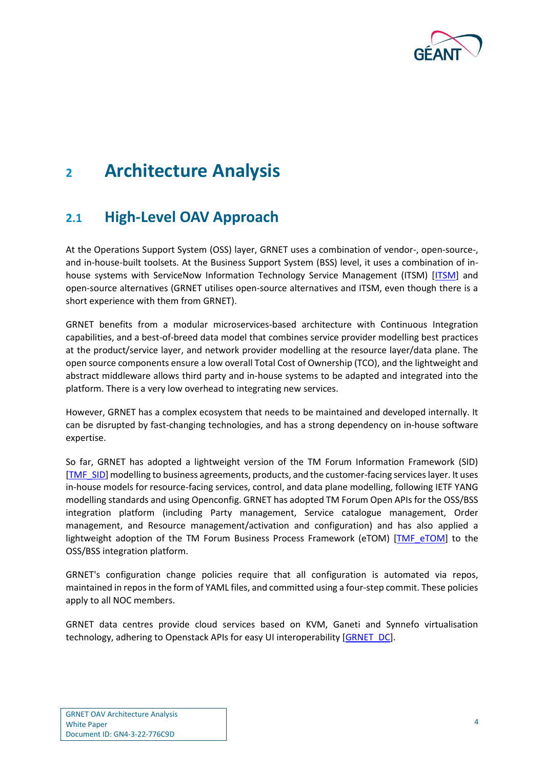# 2 Architecture Analysis

## 2.1 High-Level OAV Approach

At the Operations Support System (OSS) layer, GRNET uses a combination of vendor-, open-source-, and in-house-built toolsets. At the Business Support System (BSS) level, it uses a combination of in-house systems with ServiceNow Information Technology Service Management (ITSM) [ITSM] and open-source alternatives (GRNET utilises open-source alternatives and ITSM, even though there is a short experience with them from GRNET).

GRNET benefits from a modular microservices-based architecture with Continuous Integration capabilities, and a best-of-breed data model that combines service provider modelling best practices at the product/service layer, and network provider modelling at the resource layer/data plane. The open source components ensure a low overall Total Cost of Ownership (TCO), and the lightweight and abstract middleware allows third party and in-house systems to be adapted and integrated into the platform. There is a very low overhead to integrating new services.

However, GRNET has a complex ecosystem that needs to be maintained and developed internally. It can be disrupted by fast-changing technologies, and has a strong dependency on in-house software expertise.

So far, GRNET has adopted a lightweight version of the TM Forum Information Framework (SID) [TMF_SID] modelling to business agreements, products, and the customer-facing services layer. It uses in-house models for resource-facing services, control, and data plane modelling, following IETF YANG modelling standards and using Openconfig. GRNET has adopted TM Forum Open APIs for the OSS/BSS integration platform (including Party management, Service catalogue management, Order management, and Resource management/activation and configuration) and has also applied a lightweight adoption of the TM Forum Business Process Framework (eTOM) [TMF_eTOM] to the OSS/BSS integration platform.

GRNET's configuration change policies require that all configuration is automated via repos, maintained in repos in the form of YAML files, and committed using a four-step commit. These policies apply to all NOC members.

GRNET data centres provide cloud services based on KVM, Ganeti and Synnefo virtualisation technology, adhering to Openstack APIs for easy UI interoperability [GRNET_DC].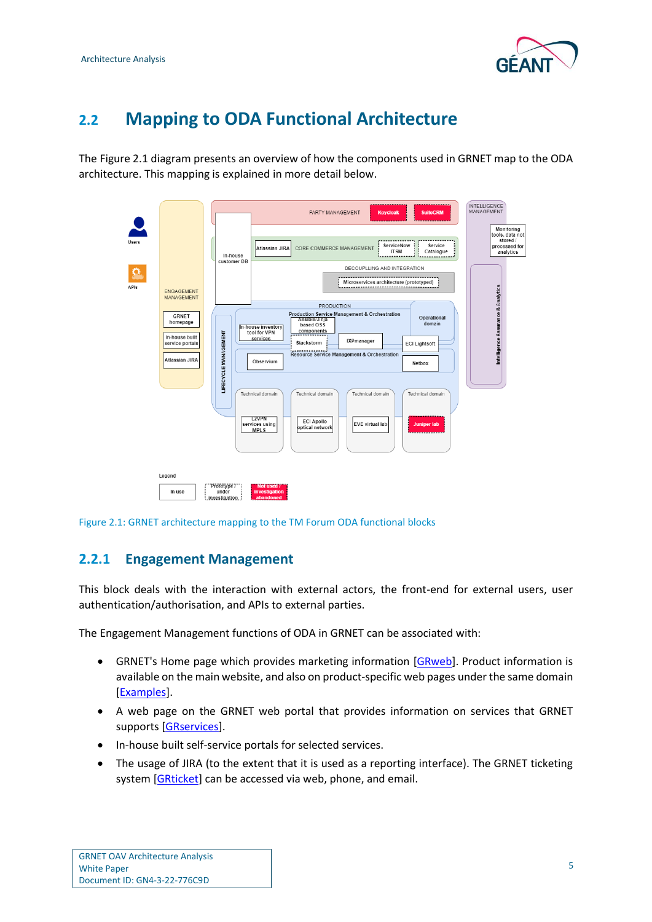## 2.2 Mapping to ODA Functional Architecture

The Figure 2.1 diagram presents an overview of how the components used in GRNET map to the ODA architecture. This mapping is explained in more detail below.

Figure 2.1: GRNET architecture mapping to the TM Forum ODA functional blocks

### 2.2.1 Engagement Management

This block deals with the interaction with external actors, the front-end for external users, user authentication/authorisation, and APIs to external parties.

The Engagement Management functions of ODA in GRNET can be associated with:

- GRNET's Home page which provides marketing information [GRweb]. Product information is available on the main website, and also on product-specific web pages under the same domain [Examples].
- A web page on the GRNET web portal that provides information on services that GRNET supports [GRservices].
- In-house built self-service portals for selected services.
- The usage of JIRA (to the extent that it is used as a reporting interface). The GRNET ticketing system [GRticket] can be accessed via web, phone, and email.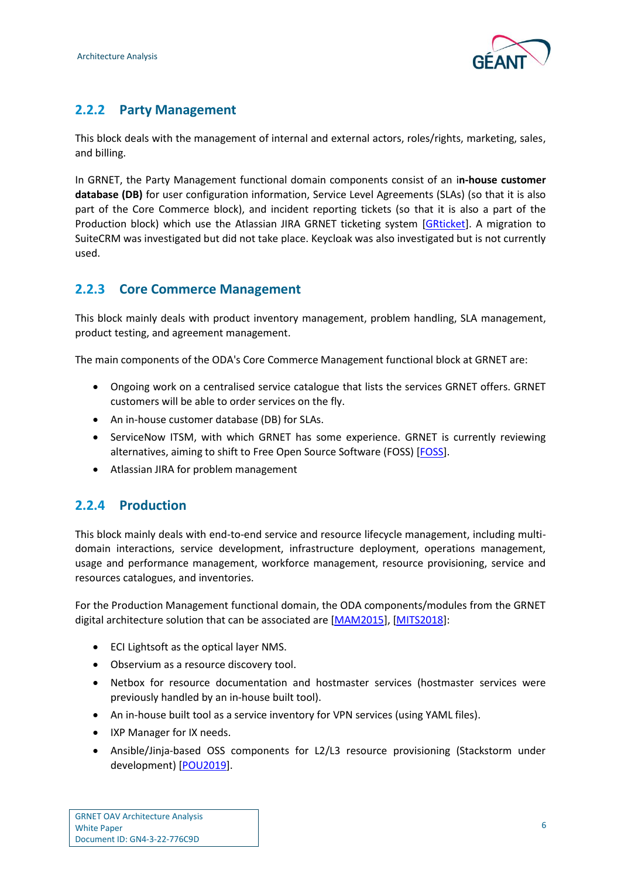### 2.2.2 Party Management

This block deals with the management of internal and external actors, roles/rights, marketing, sales, and billing.

In GRNET, the Party Management functional domain components consist of an i**n-house customer database (DB)** for user configuration information, Service Level Agreements (SLAs) (so that it is also part of the Core Commerce block), and incident reporting tickets (so that it is also a part of the Production block) which use the Atlassian JIRA GRNET ticketing system [GRticket]. A migration to SuiteCRM was investigated but did not take place. Keycloak was also investigated but is not currently used.

### 2.2.3 Core Commerce Management

This block mainly deals with product inventory management, problem handling, SLA management, product testing, and agreement management.

The main components of the ODA's Core Commerce Management functional block at GRNET are:

- Ongoing work on a centralised service catalogue that lists the services GRNET offers. GRNET customers will be able to order services on the fly.
- An in-house customer database (DB) for SLAs.
- ServiceNow ITSM, with which GRNET has some experience. GRNET is currently reviewing alternatives, aiming to shift to Free Open Source Software (FOSS) [FOSS].
- Atlassian JIRA for problem management

### 2.2.4 Production

This block mainly deals with end-to-end service and resource lifecycle management, including multi-domain interactions, service development, infrastructure deployment, operations management, usage and performance management, workforce management, resource provisioning, service and resources catalogues, and inventories.

For the Production Management functional domain, the ODA components/modules from the GRNET digital architecture solution that can be associated are [MAM2015], [MITS2018]:

- ECI Lightsoft as the optical layer NMS.
- Observium as a resource discovery tool.
- Netbox for resource documentation and hostmaster services (hostmaster services were previously handled by an in-house built tool).
- An in-house built tool as a service inventory for VPN services (using YAML files).
- IXP Manager for IX needs.
- Ansible/Jinja-based OSS components for L2/L3 resource provisioning (Stackstorm under development) [POU2019].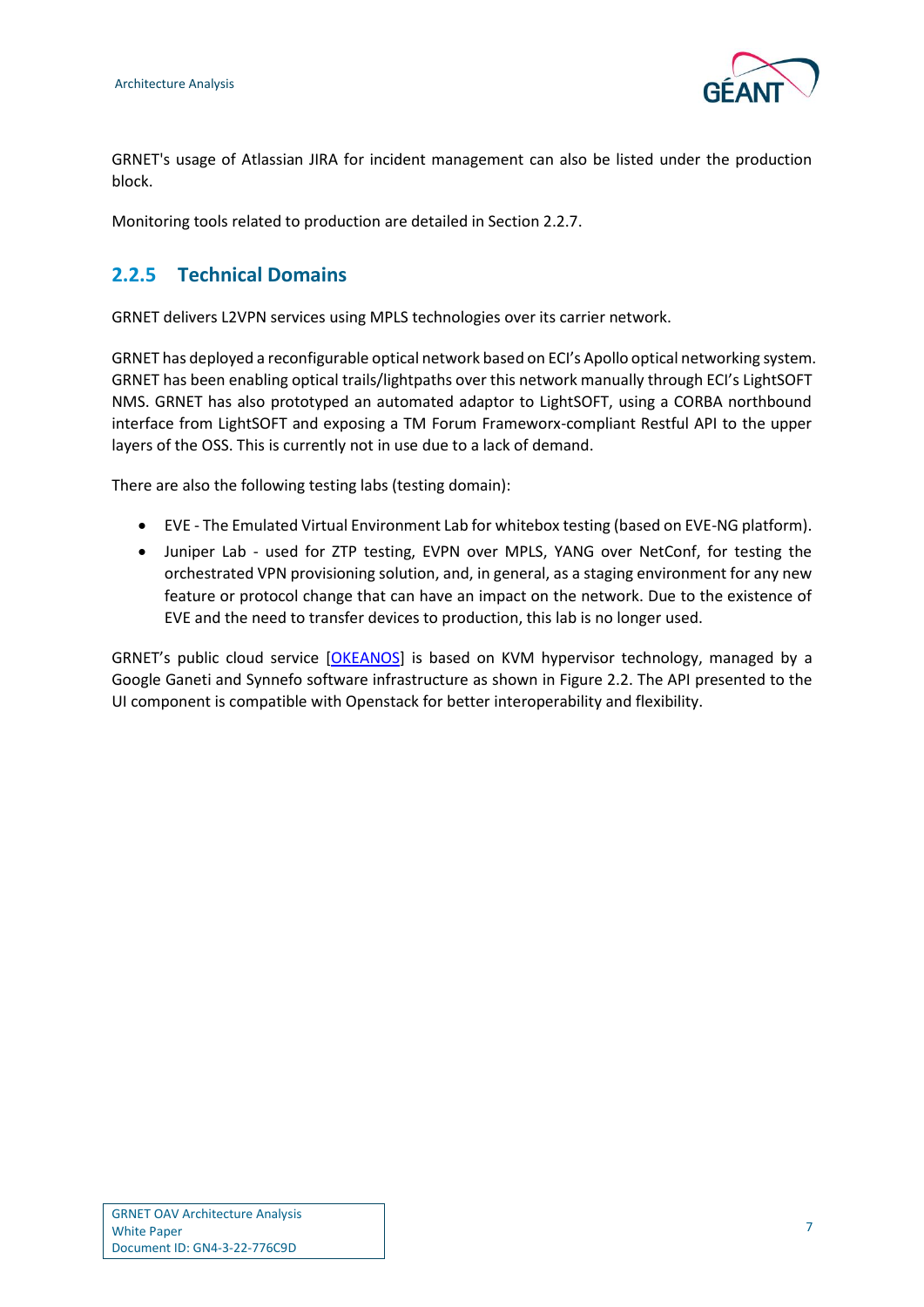GRNET's usage of Atlassian JIRA for incident management can also be listed under the production block.

Monitoring tools related to production are detailed in Section 2.2.7.

### 2.2.5 Technical Domains

GRNET delivers L2VPN services using MPLS technologies over its carrier network.

GRNET has deployed a reconfigurable optical network based on ECI's Apollo optical networking system. GRNET has been enabling optical trails/lightpaths over this network manually through ECI's LightSOFT NMS. GRNET has also prototyped an automated adaptor to LightSOFT, using a CORBA northbound interface from LightSOFT and exposing a TM Forum Frameworx-compliant Restful API to the upper layers of the OSS. This is currently not in use due to a lack of demand.

There are also the following testing labs (testing domain):

- EVE - The Emulated Virtual Environment Lab for whitebox testing (based on EVE-NG platform).
- Juniper Lab - used for ZTP testing, EVPN over MPLS, YANG over NetConf, for testing the orchestrated VPN provisioning solution, and, in general, as a staging environment for any new feature or protocol change that can have an impact on the network. Due to the existence of EVE and the need to transfer devices to production, this lab is no longer used.

GRNET's public cloud service [OKEANOS] is based on KVM hypervisor technology, managed by a Google Ganeti and Synnefo software infrastructure as shown in Figure 2.2. The API presented to the UI component is compatible with Openstack for better interoperability and flexibility.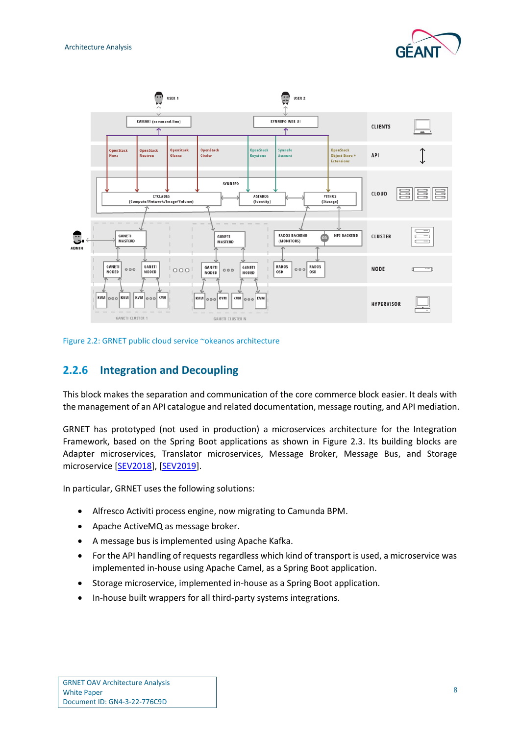Figure 2.2: GRNET public cloud service ~okeanos architecture

### 2.2.6 Integration and Decoupling

This block makes the separation and communication of the core commerce block easier. It deals with the management of an API catalogue and related documentation, message routing, and API mediation.

GRNET has prototyped (not used in production) a microservices architecture for the Integration Framework, based on the Spring Boot applications as shown in Figure 2.3. Its building blocks are Adapter microservices, Translator microservices, Message Broker, Message Bus, and Storage microservice [SEV2018], [SEV2019].

In particular, GRNET uses the following solutions:

- Alfresco Activiti process engine, now migrating to Camunda BPM.
- Apache ActiveMQ as message broker.
- A message bus is implemented using Apache Kafka.
- For the API handling of requests regardless which kind of transport is used, a microservice was implemented in-house using Apache Camel, as a Spring Boot application.
- Storage microservice, implemented in-house as a Spring Boot application.
- In-house built wrappers for all third-party systems integrations.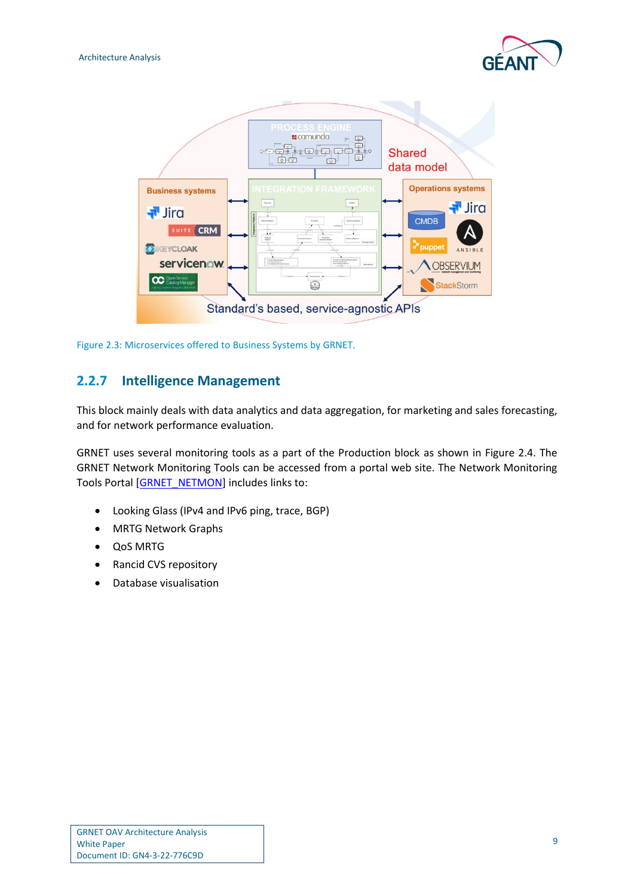Figure 2.3: Microservices offered to Business Systems by GRNET.

### 2.2.7 Intelligence Management

This block mainly deals with data analytics and data aggregation, for marketing and sales forecasting, and for network performance evaluation.

GRNET uses several monitoring tools as a part of the Production block as shown in Figure 2.4. The GRNET Network Monitoring Tools can be accessed from a portal web site. The Network Monitoring Tools Portal [GRNET_NETMON] includes links to:

- Looking Glass (IPv4 and IPv6 ping, trace, BGP)
- MRTG Network Graphs
- QoS MRTG
- Rancid CVS repository
- Database visualisation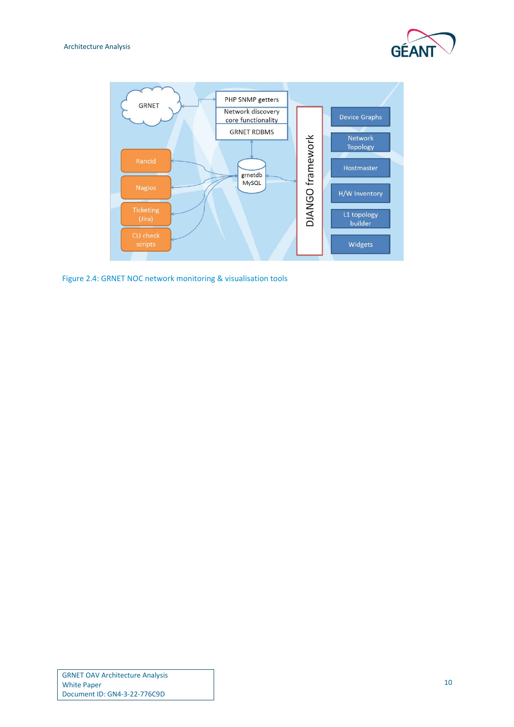Figure 2.4: GRNET NOC network monitoring & visualisation tools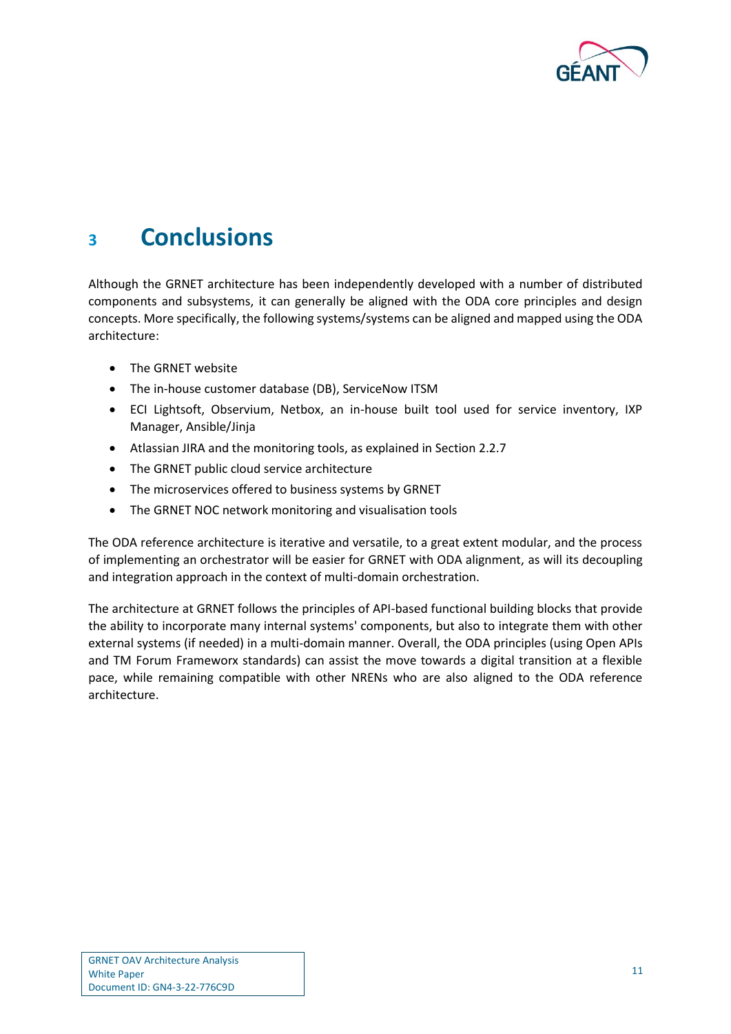# 3 Conclusions

Although the GRNET architecture has been independently developed with a number of distributed components and subsystems, it can generally be aligned with the ODA core principles and design concepts. More specifically, the following systems/systems can be aligned and mapped using the ODA architecture:

- The GRNET website
- The in-house customer database (DB), ServiceNow ITSM
- ECI Lightsoft, Observium, Netbox, an in-house built tool used for service inventory, IXP Manager, Ansible/Jinja
- Atlassian JIRA and the monitoring tools, as explained in Section 2.2.7
- The GRNET public cloud service architecture
- The microservices offered to business systems by GRNET
- The GRNET NOC network monitoring and visualisation tools

The ODA reference architecture is iterative and versatile, to a great extent modular, and the process of implementing an orchestrator will be easier for GRNET with ODA alignment, as will its decoupling and integration approach in the context of multi-domain orchestration.

The architecture at GRNET follows the principles of API-based functional building blocks that provide the ability to incorporate many internal systems' components, but also to integrate them with other external systems (if needed) in a multi-domain manner. Overall, the ODA principles (using Open APIs and TM Forum Frameworx standards) can assist the move towards a digital transition at a flexible pace, while remaining compatible with other NRENs who are also aligned to the ODA reference architecture.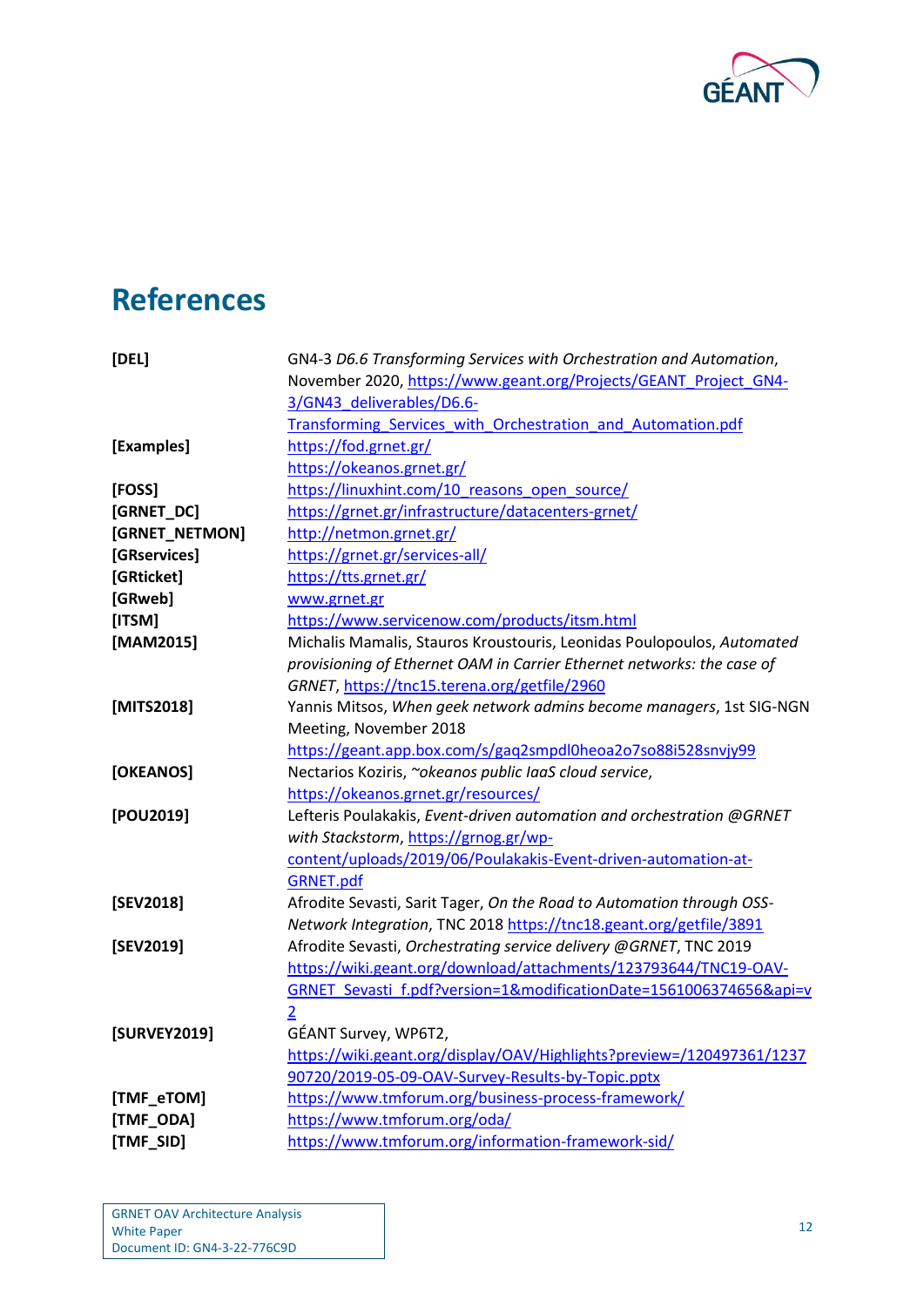# References

| | |
|---|---|
| **[DEL]** | GN4-3 *D6.6 Transforming Services with Orchestration and Automation*, November 2020, https://www.geant.org/Projects/GEANT_Project_GN4-3/GN43_deliverables/D6.6-Transforming_Services_with_Orchestration_and_Automation.pdf |
| **[Examples]** | https://fod.grnet.gr/ https://okeanos.grnet.gr/ |
| **[FOSS]** | https://linuxhint.com/10_reasons_open_source/ |
| **[GRNET_DC]** | https://grnet.gr/infrastructure/datacenters-grnet/ |
| **[GRNET_NETMON]** | http://netmon.grnet.gr/ |
| **[GRservices]** | https://grnet.gr/services-all/ |
| **[GRticket]** | https://tts.grnet.gr/ |
| **[GRweb]** | www.grnet.gr |
| **[ITSM]** | https://www.servicenow.com/products/itsm.html |
| **[MAM2015]** | Michalis Mamalis, Stauros Kroustouris, Leonidas Poulopoulos, *Automated provisioning of Ethernet OAM in Carrier Ethernet networks: the case of GRNET*, https://tnc15.terena.org/getfile/2960 |
| **[MITS2018]** | Yannis Mitsos, *When geek network admins become managers*, 1st SIG-NGN Meeting, November 2018 https://geant.app.box.com/s/gaq2smpdl0heoa2o7so88i528snvjy99 |
| **[OKEANOS]** | Nectarios Koziris, *~okeanos public IaaS cloud service*, https://okeanos.grnet.gr/resources/ |
| **[POU2019]** | Lefteris Poulakakis, *Event-driven automation and orchestration @GRNET with Stackstorm*, https://grnog.gr/wp-content/uploads/2019/06/Poulakakis-Event-driven-automation-at-GRNET.pdf |
| **[SEV2018]** | Afrodite Sevasti, Sarit Tager, *On the Road to Automation through OSS-Network Integration*, TNC 2018 https://tnc18.geant.org/getfile/3891 |
| **[SEV2019]** | Afrodite Sevasti, *Orchestrating service delivery @GRNET*, TNC 2019 https://wiki.geant.org/download/attachments/123793644/TNC19-OAV-GRNET_Sevasti_f.pdf?version=1&modificationDate=1561006374656&api=v2 |
| **[SURVEY2019]** | GÉANT Survey, WP6T2, https://wiki.geant.org/display/OAV/Highlights?preview=/120497361/123790720/2019-05-09-OAV-Survey-Results-by-Topic.pptx |
| **[TMF_eTOM]** | https://www.tmforum.org/business-process-framework/ |
| **[TMF_ODA]** | https://www.tmforum.org/oda/ |
| **[TMF_SID]** | https://www.tmforum.org/information-framework-sid/ |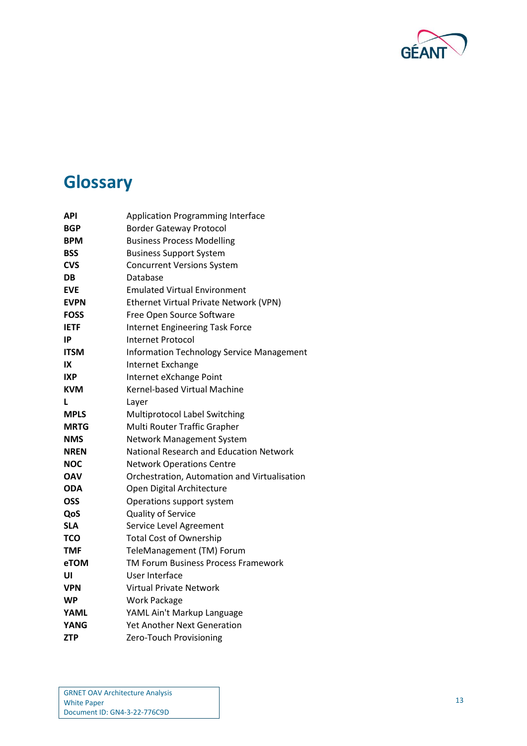# Glossary

| | |
|---|---|
| **API** | Application Programming Interface |
| **BGP** | Border Gateway Protocol |
| **BPM** | Business Process Modelling |
| **BSS** | Business Support System |
| **CVS** | Concurrent Versions System |
| **DB** | Database |
| **EVE** | Emulated Virtual Environment |
| **EVPN** | Ethernet Virtual Private Network (VPN) |
| **FOSS** | Free Open Source Software |
| **IETF** | Internet Engineering Task Force |
| **IP** | Internet Protocol |
| **ITSM** | Information Technology Service Management |
| **IX** | Internet Exchange |
| **IXP** | Internet eXchange Point |
| **KVM** | Kernel-based Virtual Machine |
| **L** | Layer |
| **MPLS** | Multiprotocol Label Switching |
| **MRTG** | Multi Router Traffic Grapher |
| **NMS** | Network Management System |
| **NREN** | National Research and Education Network |
| **NOC** | Network Operations Centre |
| **OAV** | Orchestration, Automation and Virtualisation |
| **ODA** | Open Digital Architecture |
| **OSS** | Operations support system |
| **QoS** | Quality of Service |
| **SLA** | Service Level Agreement |
| **TCO** | Total Cost of Ownership |
| **TMF** | TeleManagement (TM) Forum |
| **eTOM** | TM Forum Business Process Framework |
| **UI** | User Interface |
| **VPN** | Virtual Private Network |
| **WP** | Work Package |
| **YAML** | YAML Ain't Markup Language |
| **YANG** | Yet Another Next Generation |
| **ZTP** | Zero-Touch Provisioning |